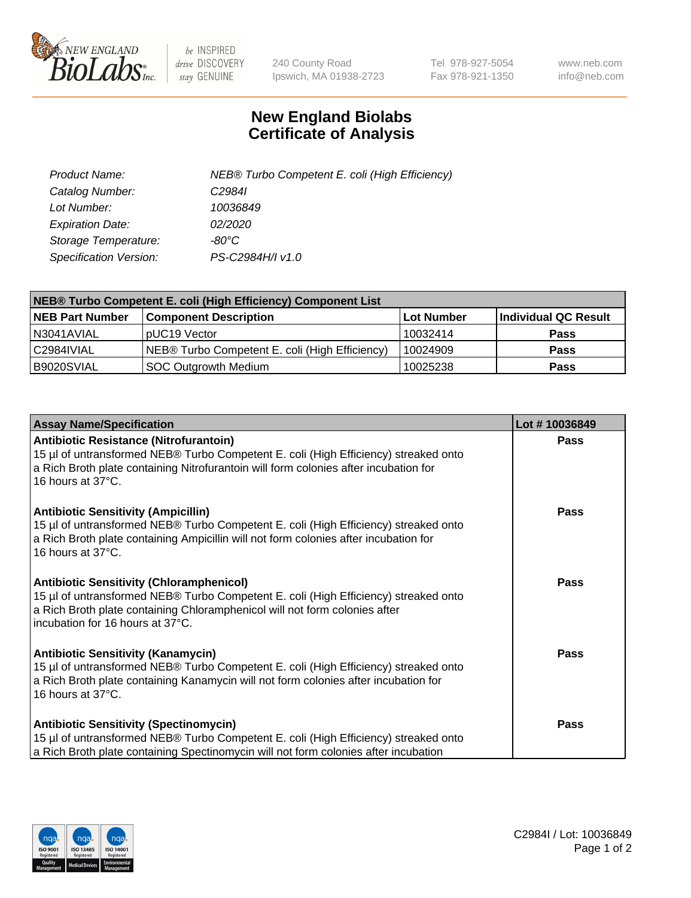# New England Biolabs
# Certificate of Analysis

| | |
|---|---|
| *Product Name:* | *NEB® Turbo Competent E. coli (High Efficiency)* |
| *Catalog Number:* | *C2984I* |
| *Lot Number:* | *10036849* |
| *Expiration Date:* | *02/2020* |
| *Storage Temperature:* | *-80°C* |
| *Specification Version:* | *PS-C2984H/I v1.0* |

| NEB® Turbo Competent E. coli (High Efficiency) Component List | | | |
|---|---|---|---|
| **NEB Part Number** | **Component Description** | **Lot Number** | **Individual QC Result** |
| N3041AVIAL | pUC19 Vector | 10032414 | **Pass** |
| C2984IVIAL | NEB® Turbo Competent E. coli (High Efficiency) | 10024909 | **Pass** |
| B9020SVIAL | SOC Outgrowth Medium | 10025238 | **Pass** |

| Assay Name/Specification | Lot # 10036849 |
|---|---|
| **Antibiotic Resistance (Nitrofurantoin)**<br>15 µl of untransformed NEB® Turbo Competent E. coli (High Efficiency) streaked onto a Rich Broth plate containing Nitrofurantoin will form colonies after incubation for 16 hours at 37°C. | **Pass** |
| **Antibiotic Sensitivity (Ampicillin)**<br>15 µl of untransformed NEB® Turbo Competent E. coli (High Efficiency) streaked onto a Rich Broth plate containing Ampicillin will not form colonies after incubation for 16 hours at 37°C. | **Pass** |
| **Antibiotic Sensitivity (Chloramphenicol)**<br>15 µl of untransformed NEB® Turbo Competent E. coli (High Efficiency) streaked onto a Rich Broth plate containing Chloramphenicol will not form colonies after incubation for 16 hours at 37°C. | **Pass** |
| **Antibiotic Sensitivity (Kanamycin)**<br>15 µl of untransformed NEB® Turbo Competent E. coli (High Efficiency) streaked onto a Rich Broth plate containing Kanamycin will not form colonies after incubation for 16 hours at 37°C. | **Pass** |
| **Antibiotic Sensitivity (Spectinomycin)**<br>15 µl of untransformed NEB® Turbo Competent E. coli (High Efficiency) streaked onto a Rich Broth plate containing Spectinomycin will not form colonies after incubation | **Pass** |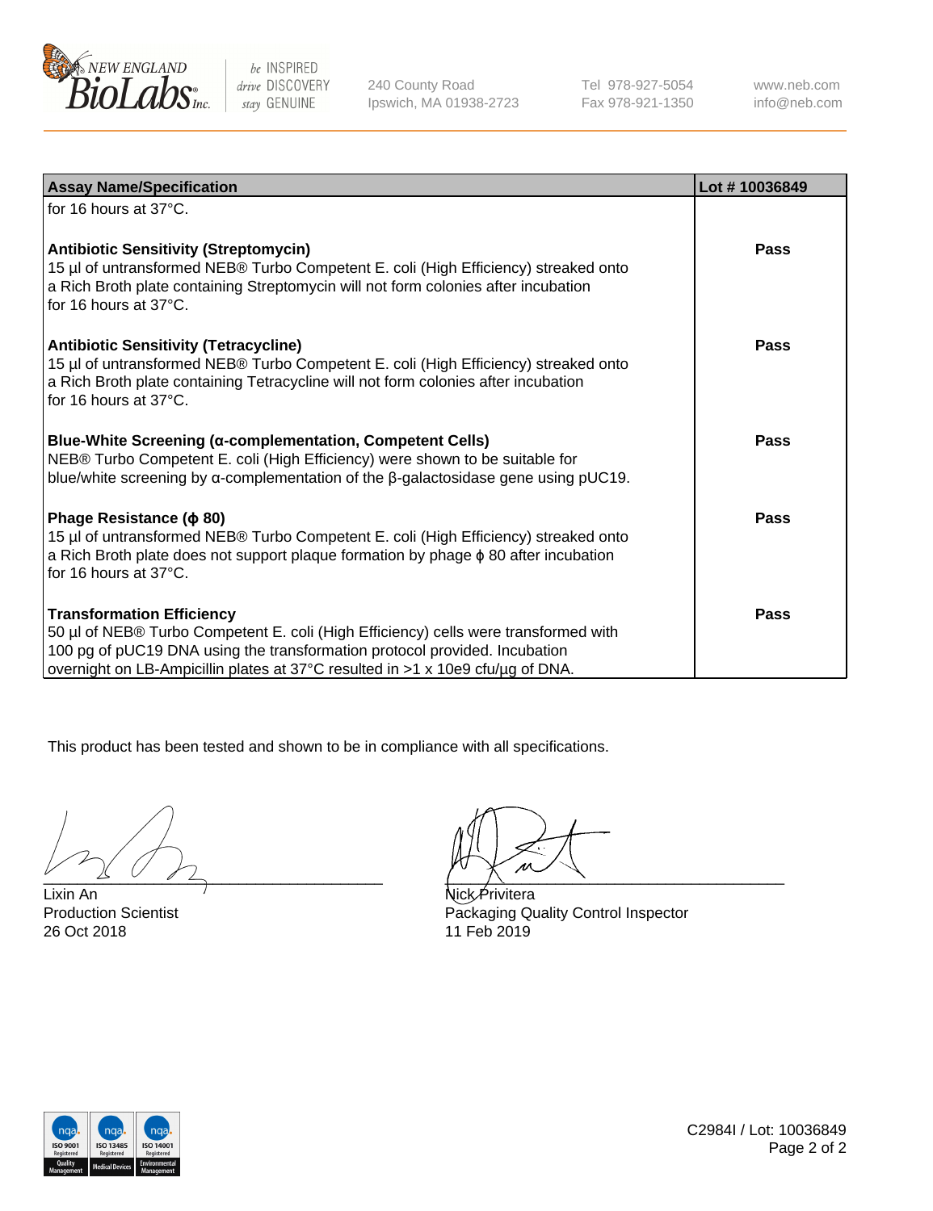| Assay Name/Specification | Lot # 10036849 |
|---|---|
| for 16 hours at 37°C. | |
| **Antibiotic Sensitivity (Streptomycin)**<br>15 µl of untransformed NEB® Turbo Competent E. coli (High Efficiency) streaked onto a Rich Broth plate containing Streptomycin will not form colonies after incubation for 16 hours at 37°C. | **Pass** |
| **Antibiotic Sensitivity (Tetracycline)**<br>15 µl of untransformed NEB® Turbo Competent E. coli (High Efficiency) streaked onto a Rich Broth plate containing Tetracycline will not form colonies after incubation for 16 hours at 37°C. | **Pass** |
| **Blue-White Screening (α-complementation, Competent Cells)**<br>NEB® Turbo Competent E. coli (High Efficiency) were shown to be suitable for blue/white screening by α-complementation of the β-galactosidase gene using pUC19. | **Pass** |
| **Phage Resistance (ϕ 80)**<br>15 µl of untransformed NEB® Turbo Competent E. coli (High Efficiency) streaked onto a Rich Broth plate does not support plaque formation by phage ϕ 80 after incubation for 16 hours at 37°C. | **Pass** |
| **Transformation Efficiency**<br>50 µl of NEB® Turbo Competent E. coli (High Efficiency) cells were transformed with 100 pg of pUC19 DNA using the transformation protocol provided. Incubation overnight on LB-Ampicillin plates at 37°C resulted in >1 x 10e9 cfu/µg of DNA. | **Pass** |

This product has been tested and shown to be in compliance with all specifications.

Lixin An
Production Scientist
26 Oct 2018

Nick Privitera
Packaging Quality Control Inspector
11 Feb 2019

C2984I / Lot: 10036849